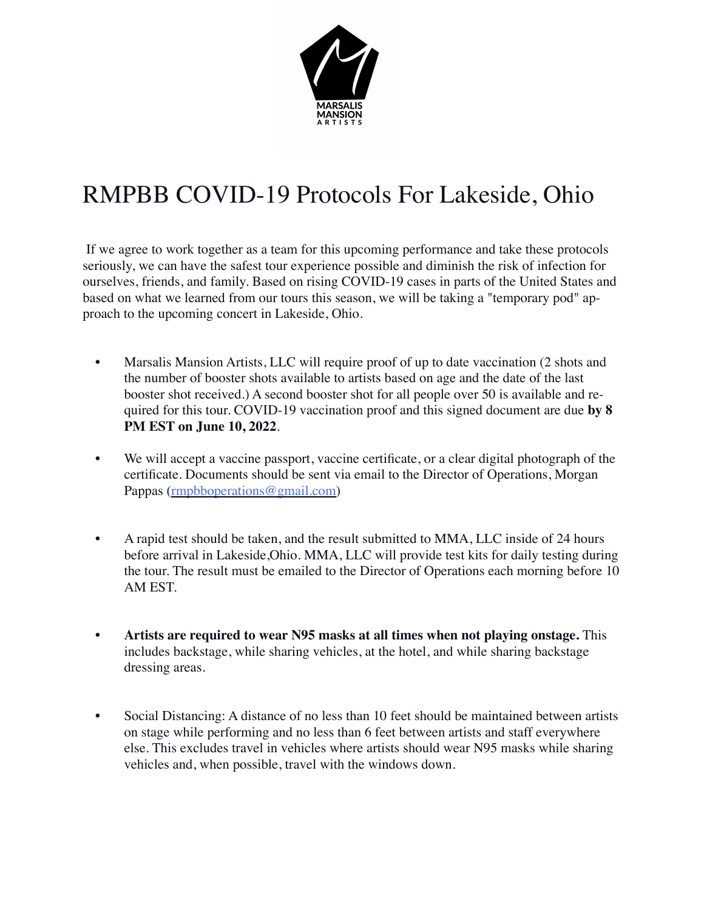MARSALIS MANSION ARTISTS

# RMPBB COVID-19 Protocols For Lakeside, Ohio

If we agree to work together as a team for this upcoming performance and take these protocols seriously, we can have the safest tour experience possible and diminish the risk of infection for ourselves, friends, and family. Based on rising COVID-19 cases in parts of the United States and based on what we learned from our tours this season, we will be taking a "temporary pod" approach to the upcoming concert in Lakeside, Ohio.

- Marsalis Mansion Artists, LLC will require proof of up to date vaccination (2 shots and the number of booster shots available to artists based on age and the date of the last booster shot received.) A second booster shot for all people over 50 is available and required for this tour. COVID-19 vaccination proof and this signed document are due **by 8 PM EST on June 10, 2022**.

- We will accept a vaccine passport, vaccine certificate, or a clear digital photograph of the certificate. Documents should be sent via email to the Director of Operations, Morgan Pappas (rmpbboperations@gmail.com)

- A rapid test should be taken, and the result submitted to MMA, LLC inside of 24 hours before arrival in Lakeside,Ohio. MMA, LLC will provide test kits for daily testing during the tour. The result must be emailed to the Director of Operations each morning before 10 AM EST.

- **Artists are required to wear N95 masks at all times when not playing onstage.** This includes backstage, while sharing vehicles, at the hotel, and while sharing backstage dressing areas.

- Social Distancing: A distance of no less than 10 feet should be maintained between artists on stage while performing and no less than 6 feet between artists and staff everywhere else. This excludes travel in vehicles where artists should wear N95 masks while sharing vehicles and, when possible, travel with the windows down.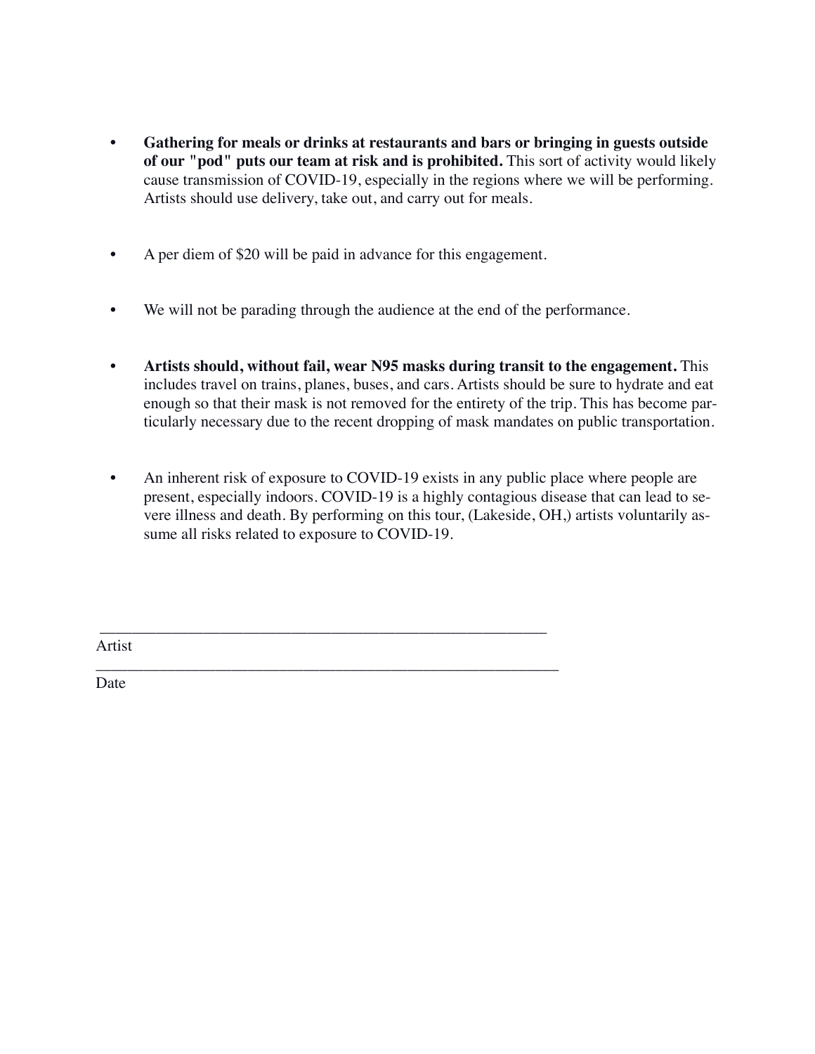- **Gathering for meals or drinks at restaurants and bars or bringing in guests outside of our "pod" puts our team at risk and is prohibited.** This sort of activity would likely cause transmission of COVID-19, especially in the regions where we will be performing. Artists should use delivery, take out, and carry out for meals.

- A per diem of $20 will be paid in advance for this engagement.

- We will not be parading through the audience at the end of the performance.

- **Artists should, without fail, wear N95 masks during transit to the engagement.** This includes travel on trains, planes, buses, and cars. Artists should be sure to hydrate and eat enough so that their mask is not removed for the entirety of the trip. This has become particularly necessary due to the recent dropping of mask mandates on public transportation.

- An inherent risk of exposure to COVID-19 exists in any public place where people are present, especially indoors. COVID-19 is a highly contagious disease that can lead to severe illness and death. By performing on this tour, (Lakeside, OH,) artists voluntarily assume all risks related to exposure to COVID-19.

\_\_\_\_\_\_\_\_\_\_\_\_\_\_\_\_\_\_\_\_\_\_\_\_\_\_\_\_\_\_\_\_\_\_\_\_\_\_\_\_\_\_\_\_\_\_\_\_\_\_\_\_\_\_\_\_

Artist

\_\_\_\_\_\_\_\_\_\_\_\_\_\_\_\_\_\_\_\_\_\_\_\_\_\_\_\_\_\_\_\_\_\_\_\_\_\_\_\_\_\_\_\_\_\_\_\_\_\_\_\_\_\_\_\_

Date